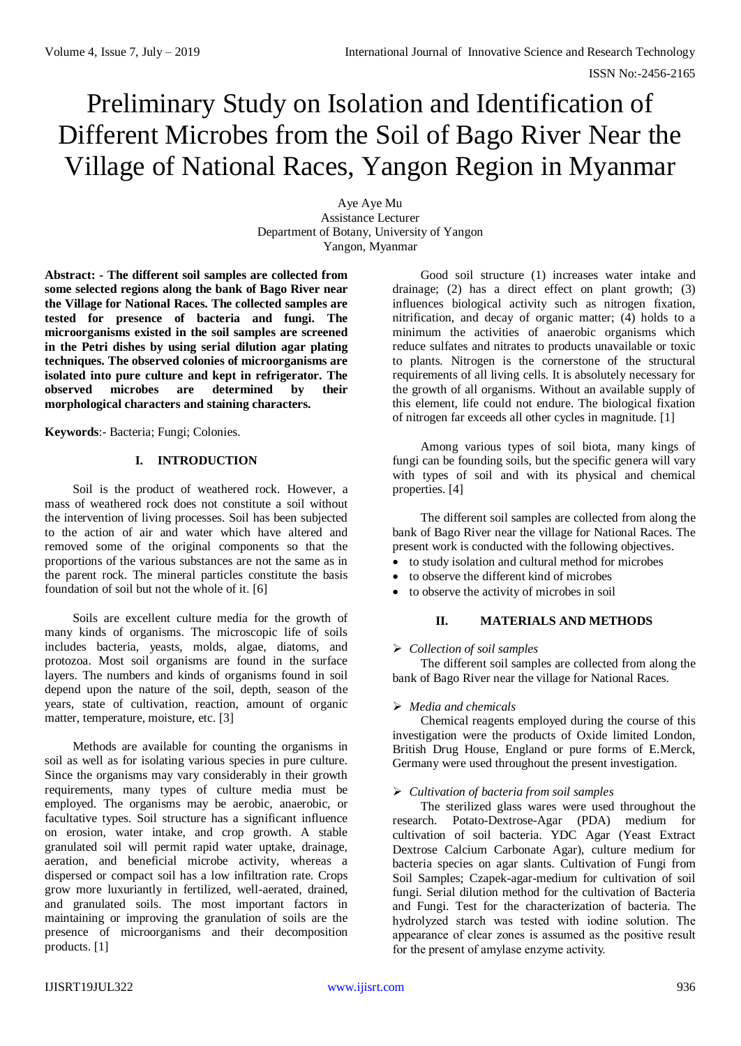# Preliminary Study on Isolation and Identification of Different Microbes from the Soil of Bago River Near the Village of National Races, Yangon Region in Myanmar

Aye Aye Mu
Assistance Lecturer
Department of Botany, University of Yangon
Yangon, Myanmar

**Abstract: - The different soil samples are collected from some selected regions along the bank of Bago River near the Village for National Races. The collected samples are tested for presence of bacteria and fungi. The microorganisms existed in the soil samples are screened in the Petri dishes by using serial dilution agar plating techniques. The observed colonies of microorganisms are isolated into pure culture and kept in refrigerator. The observed microbes are determined by their morphological characters and staining characters.**

**Keywords**:- Bacteria; Fungi; Colonies.

## I. INTRODUCTION

Soil is the product of weathered rock. However, a mass of weathered rock does not constitute a soil without the intervention of living processes. Soil has been subjected to the action of air and water which have altered and removed some of the original components so that the proportions of the various substances are not the same as in the parent rock. The mineral particles constitute the basis foundation of soil but not the whole of it. [6]

Soils are excellent culture media for the growth of many kinds of organisms. The microscopic life of soils includes bacteria, yeasts, molds, algae, diatoms, and protozoa. Most soil organisms are found in the surface layers. The numbers and kinds of organisms found in soil depend upon the nature of the soil, depth, season of the years, state of cultivation, reaction, amount of organic matter, temperature, moisture, etc. [3]

Methods are available for counting the organisms in soil as well as for isolating various species in pure culture. Since the organisms may vary considerably in their growth requirements, many types of culture media must be employed. The organisms may be aerobic, anaerobic, or facultative types. Soil structure has a significant influence on erosion, water intake, and crop growth. A stable granulated soil will permit rapid water uptake, drainage, aeration, and beneficial microbe activity, whereas a dispersed or compact soil has a low infiltration rate. Crops grow more luxuriantly in fertilized, well-aerated, drained, and granulated soils. The most important factors in maintaining or improving the granulation of soils are the presence of microorganisms and their decomposition products. [1]

Good soil structure (1) increases water intake and drainage; (2) has a direct effect on plant growth; (3) influences biological activity such as nitrogen fixation, nitrification, and decay of organic matter; (4) holds to a minimum the activities of anaerobic organisms which reduce sulfates and nitrates to products unavailable or toxic to plants. Nitrogen is the cornerstone of the structural requirements of all living cells. It is absolutely necessary for the growth of all organisms. Without an available supply of this element, life could not endure. The biological fixation of nitrogen far exceeds all other cycles in magnitude. [1]

Among various types of soil biota, many kings of fungi can be founding soils, but the specific genera will vary with types of soil and with its physical and chemical properties. [4]

The different soil samples are collected from along the bank of Bago River near the village for National Races. The present work is conducted with the following objectives.

- to study isolation and cultural method for microbes
- to observe the different kind of microbes
- to observe the activity of microbes in soil

## II. MATERIALS AND METHODS

- *Collection of soil samples*

The different soil samples are collected from along the bank of Bago River near the village for National Races.

- *Media and chemicals*

Chemical reagents employed during the course of this investigation were the products of Oxide limited London, British Drug House, England or pure forms of E.Merck, Germany were used throughout the present investigation.

- *Cultivation of bacteria from soil samples*

The sterilized glass wares were used throughout the research. Potato-Dextrose-Agar (PDA) medium for cultivation of soil bacteria. YDC Agar (Yeast Extract Dextrose Calcium Carbonate Agar), culture medium for bacteria species on agar slants. Cultivation of Fungi from Soil Samples; Czapek-agar-medium for cultivation of soil fungi. Serial dilution method for the cultivation of Bacteria and Fungi. Test for the characterization of bacteria. The hydrolyzed starch was tested with iodine solution. The appearance of clear zones is assumed as the positive result for the present of amylase enzyme activity.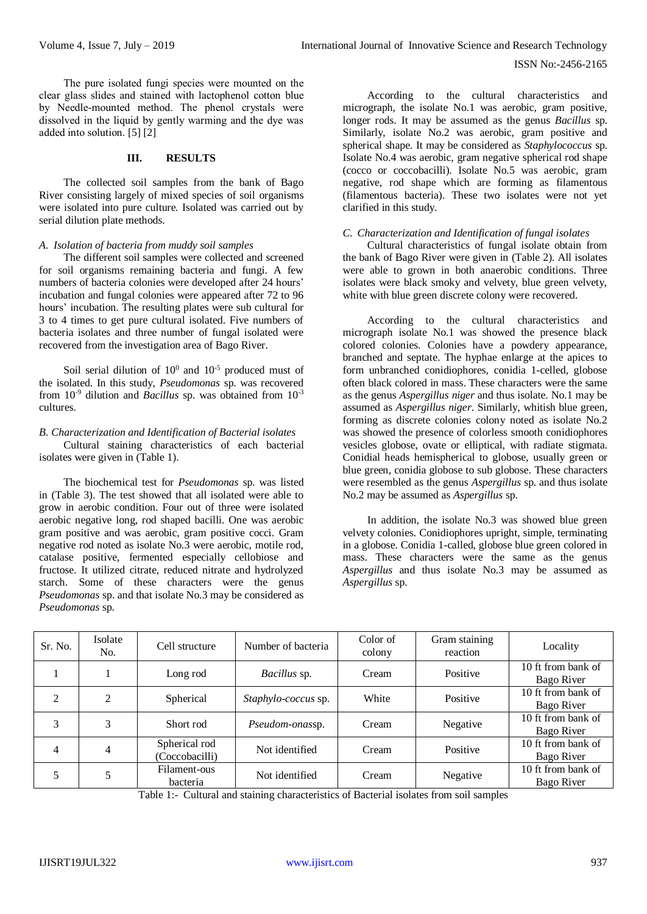The pure isolated fungi species were mounted on the clear glass slides and stained with lactophenol cotton blue by Needle-mounted method. The phenol crystals were dissolved in the liquid by gently warming and the dye was added into solution. [5] [2]

## III. RESULTS

The collected soil samples from the bank of Bago River consisting largely of mixed species of soil organisms were isolated into pure culture. Isolated was carried out by serial dilution plate methods.

### *A. Isolation of bacteria from muddy soil samples*

The different soil samples were collected and screened for soil organisms remaining bacteria and fungi. A few numbers of bacteria colonies were developed after 24 hours' incubation and fungal colonies were appeared after 72 to 96 hours' incubation. The resulting plates were sub cultural for 3 to 4 times to get pure cultural isolated. Five numbers of bacteria isolates and three number of fungal isolated were recovered from the investigation area of Bago River.

Soil serial dilution of $10^0$ and $10^{-5}$ produced must of the isolated. In this study, *Pseudomonas* sp. was recovered from $10^{-9}$ dilution and *Bacillus* sp. was obtained from $10^{-3}$ cultures.

### *B. Characterization and Identification of Bacterial isolates*

Cultural staining characteristics of each bacterial isolates were given in (Table 1).

The biochemical test for *Pseudomonas* sp. was listed in (Table 3). The test showed that all isolated were able to grow in aerobic condition. Four out of three were isolated aerobic negative long, rod shaped bacilli. One was aerobic gram positive and was aerobic, gram positive cocci. Gram negative rod noted as isolate No.3 were aerobic, motile rod, catalase positive, fermented especially cellobiose and fructose. It utilized citrate, reduced nitrate and hydrolyzed starch. Some of these characters were the genus *Pseudomonas* sp. and that isolate No.3 may be considered as *Pseudomonas* sp.

According to the cultural characteristics and micrograph, the isolate No.1 was aerobic, gram positive, longer rods. It may be assumed as the genus *Bacillus* sp. Similarly, isolate No.2 was aerobic, gram positive and spherical shape. It may be considered as *Staphylococcus* sp. Isolate No.4 was aerobic, gram negative spherical rod shape (cocco or coccobacilli). Isolate No.5 was aerobic, gram negative, rod shape which are forming as filamentous (filamentous bacteria). These two isolates were not yet clarified in this study.

### *C. Characterization and Identification of fungal isolates*

Cultural characteristics of fungal isolate obtain from the bank of Bago River were given in (Table 2). All isolates were able to grown in both anaerobic conditions. Three isolates were black smoky and velvety, blue green velvety, white with blue green discrete colony were recovered.

According to the cultural characteristics and micrograph isolate No.1 was showed the presence black colored colonies. Colonies have a powdery appearance, branched and septate. The hyphae enlarge at the apices to form unbranched conidiophores, conidia 1-celled, globose often black colored in mass. These characters were the same as the genus *Aspergillus niger* and thus isolate. No.1 may be assumed as *Aspergillus niger*. Similarly, whitish blue green, forming as discrete colonies colony noted as isolate No.2 was showed the presence of colorless smooth conidiophores vesicles globose, ovate or elliptical, with radiate stigmata. Conidial heads hemispherical to globose, usually green or blue green, conidia globose to sub globose. These characters were resembled as the genus *Aspergillus* sp. and thus isolate No.2 may be assumed as *Aspergillus* sp.

In addition, the isolate No.3 was showed blue green velvety colonies. Conidiophores upright, simple, terminating in a globose. Conidia 1-called, globose blue green colored in mass. These characters were the same as the genus *Aspergillus* and thus isolate No.3 may be assumed as *Aspergillus* sp.

| Sr. No. | Isolate No. | Cell structure | Number of bacteria | Color of colony | Gram staining reaction | Locality |
|---|---|---|---|---|---|---|
| 1 | 1 | Long rod | *Bacillus* sp. | Cream | Positive | 10 ft from bank of Bago River |
| 2 | 2 | Spherical | *Staphylo-coccus* sp. | White | Positive | 10 ft from bank of Bago River |
| 3 | 3 | Short rod | *Pseudom-onas*sp. | Cream | Negative | 10 ft from bank of Bago River |
| 4 | 4 | Spherical rod (Coccobacilli) | Not identified | Cream | Positive | 10 ft from bank of Bago River |
| 5 | 5 | Filament-ous bacteria | Not identified | Cream | Negative | 10 ft from bank of Bago River |

Table 1:- Cultural and staining characteristics of Bacterial isolates from soil samples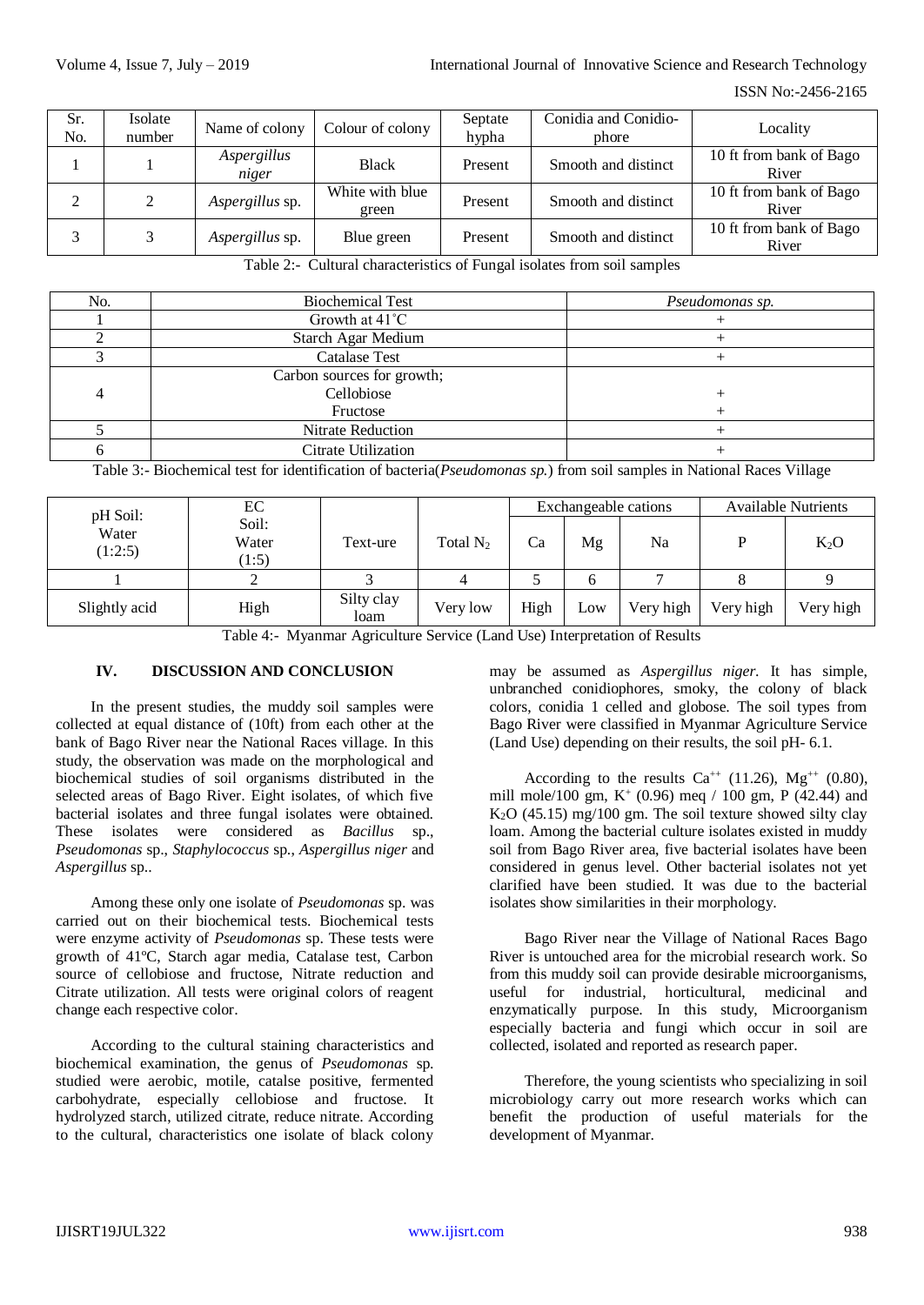| Sr. No. | Isolate number | Name of colony | Colour of colony | Septate hypha | Conidia and Conidio-phore | Locality |
|---|---|---|---|---|---|---|
| 1 | 1 | *Aspergillus niger* | Black | Present | Smooth and distinct | 10 ft from bank of Bago River |
| 2 | 2 | *Aspergillus* sp. | White with blue green | Present | Smooth and distinct | 10 ft from bank of Bago River |
| 3 | 3 | *Aspergillus* sp. | Blue green | Present | Smooth and distinct | 10 ft from bank of Bago River |

Table 2:- Cultural characteristics of Fungal isolates from soil samples

| No. | Biochemical Test | *Pseudomonas sp.* |
|---|---|---|
| 1 | Growth at 41˚C | + |
| 2 | Starch Agar Medium | + |
| 3 | Catalase Test | + |
| 4 | Carbon sources for growth; Cellobiose Fructose | + + |
| 5 | Nitrate Reduction | + |
| 6 | Citrate Utilization | + |

Table 3:- Biochemical test for identification of bacteria(*Pseudomonas sp.*) from soil samples in National Races Village

| pH Soil: Water (1:2:5) | EC Soil: Water (1:5) | Text-ure | Total $N_2$ | Exchangeable cations | | | Available Nutrients | |
|---|---|---|---|---|---|---|---|---|
| | | | | Ca | Mg | Na | P | $K_2O$ |
| 1 | 2 | 3 | 4 | 5 | 6 | 7 | 8 | 9 |
| Slightly acid | High | Silty clay loam | Very low | High | Low | Very high | Very high | Very high |

Table 4:- Myanmar Agriculture Service (Land Use) Interpretation of Results

## IV. DISCUSSION AND CONCLUSION

In the present studies, the muddy soil samples were collected at equal distance of (10ft) from each other at the bank of Bago River near the National Races village. In this study, the observation was made on the morphological and biochemical studies of soil organisms distributed in the selected areas of Bago River. Eight isolates, of which five bacterial isolates and three fungal isolates were obtained. These isolates were considered as *Bacillus* sp., *Pseudomonas* sp., *Staphylococcus* sp., *Aspergillus niger* and *Aspergillus* sp..

Among these only one isolate of *Pseudomonas* sp. was carried out on their biochemical tests. Biochemical tests were enzyme activity of *Pseudomonas* sp. These tests were growth of 41ºC, Starch agar media, Catalase test, Carbon source of cellobiose and fructose, Nitrate reduction and Citrate utilization. All tests were original colors of reagent change each respective color.

According to the cultural staining characteristics and biochemical examination, the genus of *Pseudomonas* sp. studied were aerobic, motile, catalse positive, fermented carbohydrate, especially cellobiose and fructose. It hydrolyzed starch, utilized citrate, reduce nitrate. According to the cultural, characteristics one isolate of black colony may be assumed as *Aspergillus niger*. It has simple, unbranched conidiophores, smoky, the colony of black colors, conidia 1 celled and globose. The soil types from Bago River were classified in Myanmar Agriculture Service (Land Use) depending on their results, the soil pH- 6.1.

According to the results $Ca^{++}$ (11.26), $Mg^{++}$ (0.80), mill mole/100 gm, $K^{+}$ (0.96) meq / 100 gm, P (42.44) and $K_2O$ (45.15) mg/100 gm. The soil texture showed silty clay loam. Among the bacterial culture isolates existed in muddy soil from Bago River area, five bacterial isolates have been considered in genus level. Other bacterial isolates not yet clarified have been studied. It was due to the bacterial isolates show similarities in their morphology.

Bago River near the Village of National Races Bago River is untouched area for the microbial research work. So from this muddy soil can provide desirable microorganisms, useful for industrial, horticultural, medicinal and enzymatically purpose. In this study, Microorganism especially bacteria and fungi which occur in soil are collected, isolated and reported as research paper.

Therefore, the young scientists who specializing in soil microbiology carry out more research works which can benefit the production of useful materials for the development of Myanmar.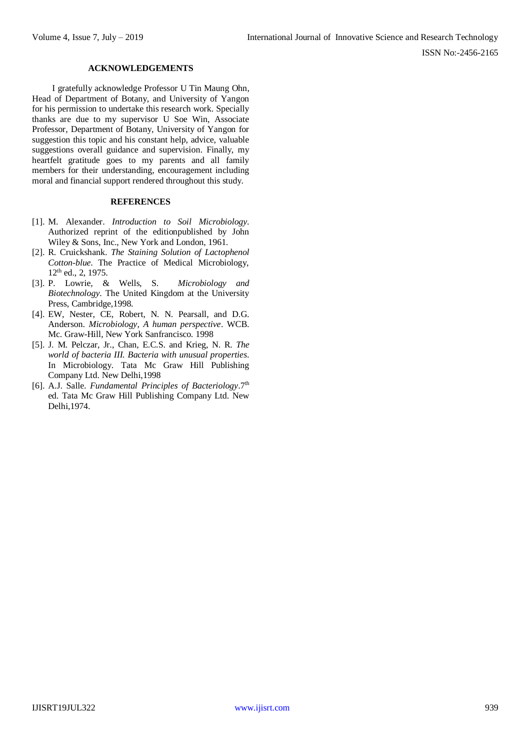## ACKNOWLEDGEMENTS

I gratefully acknowledge Professor U Tin Maung Ohn, Head of Department of Botany, and University of Yangon for his permission to undertake this research work. Specially thanks are due to my supervisor U Soe Win, Associate Professor, Department of Botany, University of Yangon for suggestion this topic and his constant help, advice, valuable suggestions overall guidance and supervision. Finally, my heartfelt gratitude goes to my parents and all family members for their understanding, encouragement including moral and financial support rendered throughout this study.

## REFERENCES

[1]. M. Alexander. *Introduction to Soil Microbiology*. Authorized reprint of the editionpublished by John Wiley & Sons, Inc., New York and London, 1961.

[2]. R. Cruickshank. *The Staining Solution of Lactophenol Cotton-blue*. The Practice of Medical Microbiology, 12th ed., 2, 1975.

[3]. P. Lowrie, & Wells, S. *Microbiology and Biotechnology*. The United Kingdom at the University Press, Cambridge,1998.

[4]. EW, Nester, CE, Robert, N. N. Pearsall, and D.G. Anderson. *Microbiology, A human perspective*. WCB. Mc. Graw-Hill, New York Sanfrancisco. 1998

[5]. J. M. Pelczar, Jr., Chan, E.C.S. and Krieg, N. R. *The world of bacteria III. Bacteria with unusual properties*. In Microbiology. Tata Mc Graw Hill Publishing Company Ltd. New Delhi,1998

[6]. A.J. Salle. *Fundamental Principles of Bacteriology*.7th ed. Tata Mc Graw Hill Publishing Company Ltd. New Delhi,1974.